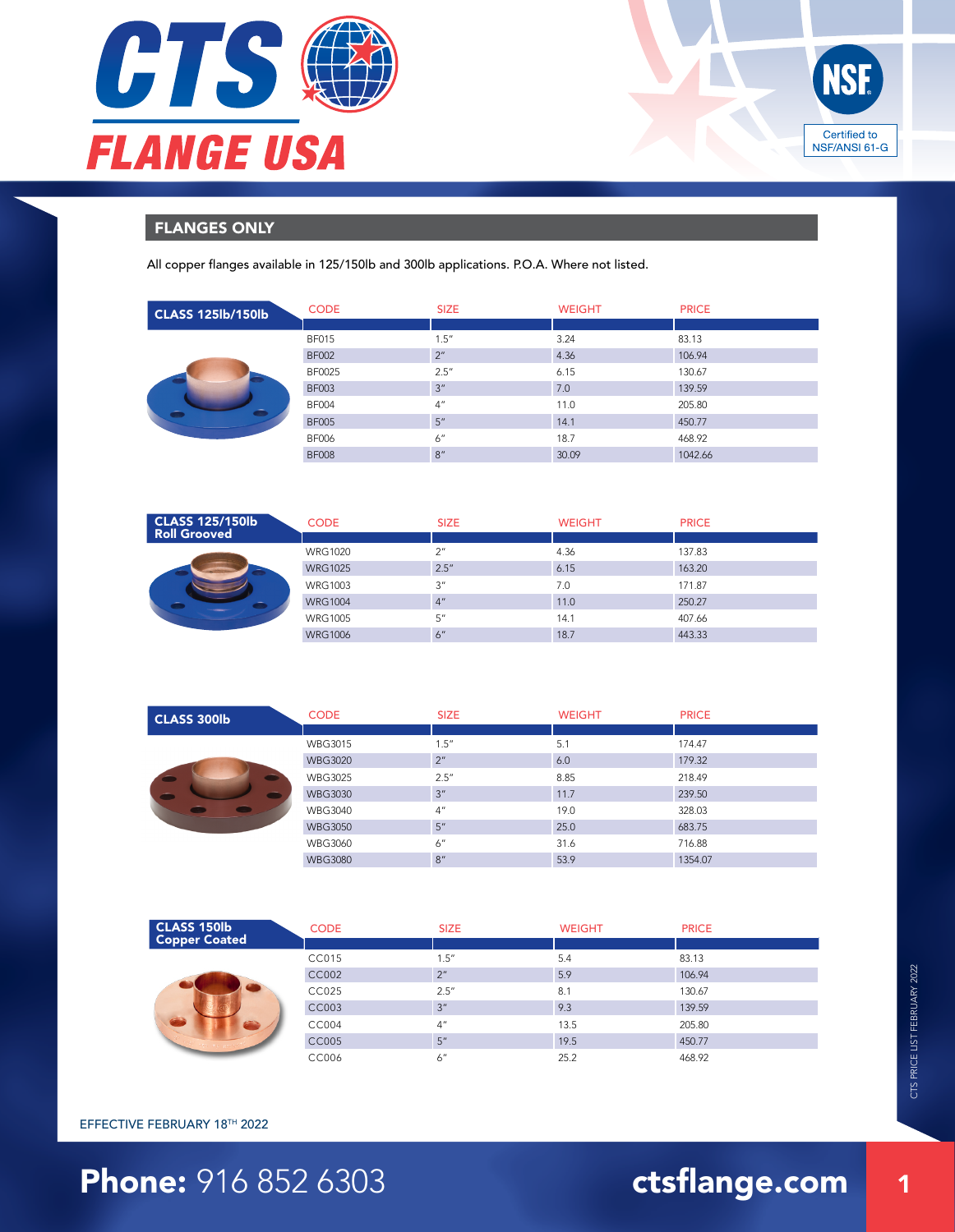# CTS FLANGE USA

NSF Certified to NSF/ANSI 61-G

## FLANGES ONLY

All copper flanges available in 125/150lb and 300lb applications. P.O.A. Where not listed.

### CLASS 125lb/150lb

| CODE | SIZE | WEIGHT | PRICE |
|---|---|---|---|
| BF015 | 1.5″ | 3.24 | 83.13 |
| BF002 | 2″ | 4.36 | 106.94 |
| BF0025 | 2.5″ | 6.15 | 130.67 |
| BF003 | 3″ | 7.0 | 139.59 |
| BF004 | 4″ | 11.0 | 205.80 |
| BF005 | 5″ | 14.1 | 450.77 |
| BF006 | 6″ | 18.7 | 468.92 |
| BF008 | 8″ | 30.09 | 1042.66 |

### CLASS 125/150lb Roll Grooved

| CODE | SIZE | WEIGHT | PRICE |
|---|---|---|---|
| WRG1020 | 2″ | 4.36 | 137.83 |
| WRG1025 | 2.5″ | 6.15 | 163.20 |
| WRG1003 | 3″ | 7.0 | 171.87 |
| WRG1004 | 4″ | 11.0 | 250.27 |
| WRG1005 | 5″ | 14.1 | 407.66 |
| WRG1006 | 6″ | 18.7 | 443.33 |

### CLASS 300lb

| CODE | SIZE | WEIGHT | PRICE |
|---|---|---|---|
| WBG3015 | 1.5″ | 5.1 | 174.47 |
| WBG3020 | 2″ | 6.0 | 179.32 |
| WBG3025 | 2.5″ | 8.85 | 218.49 |
| WBG3030 | 3″ | 11.7 | 239.50 |
| WBG3040 | 4″ | 19.0 | 328.03 |
| WBG3050 | 5″ | 25.0 | 683.75 |
| WBG3060 | 6″ | 31.6 | 716.88 |
| WBG3080 | 8″ | 53.9 | 1354.07 |

### CLASS 150lb Copper Coated

| CODE | SIZE | WEIGHT | PRICE |
|---|---|---|---|
| CC015 | 1.5″ | 5.4 | 83.13 |
| CC002 | 2″ | 5.9 | 106.94 |
| CC025 | 2.5″ | 8.1 | 130.67 |
| CC003 | 3″ | 9.3 | 139.59 |
| CC004 | 4″ | 13.5 | 205.80 |
| CC005 | 5″ | 19.5 | 450.77 |
| CC006 | 6″ | 25.2 | 468.92 |

EFFECTIVE FEBRUARY 18TH 2022

**Phone:** 916 852 6303

**ctsflange.com**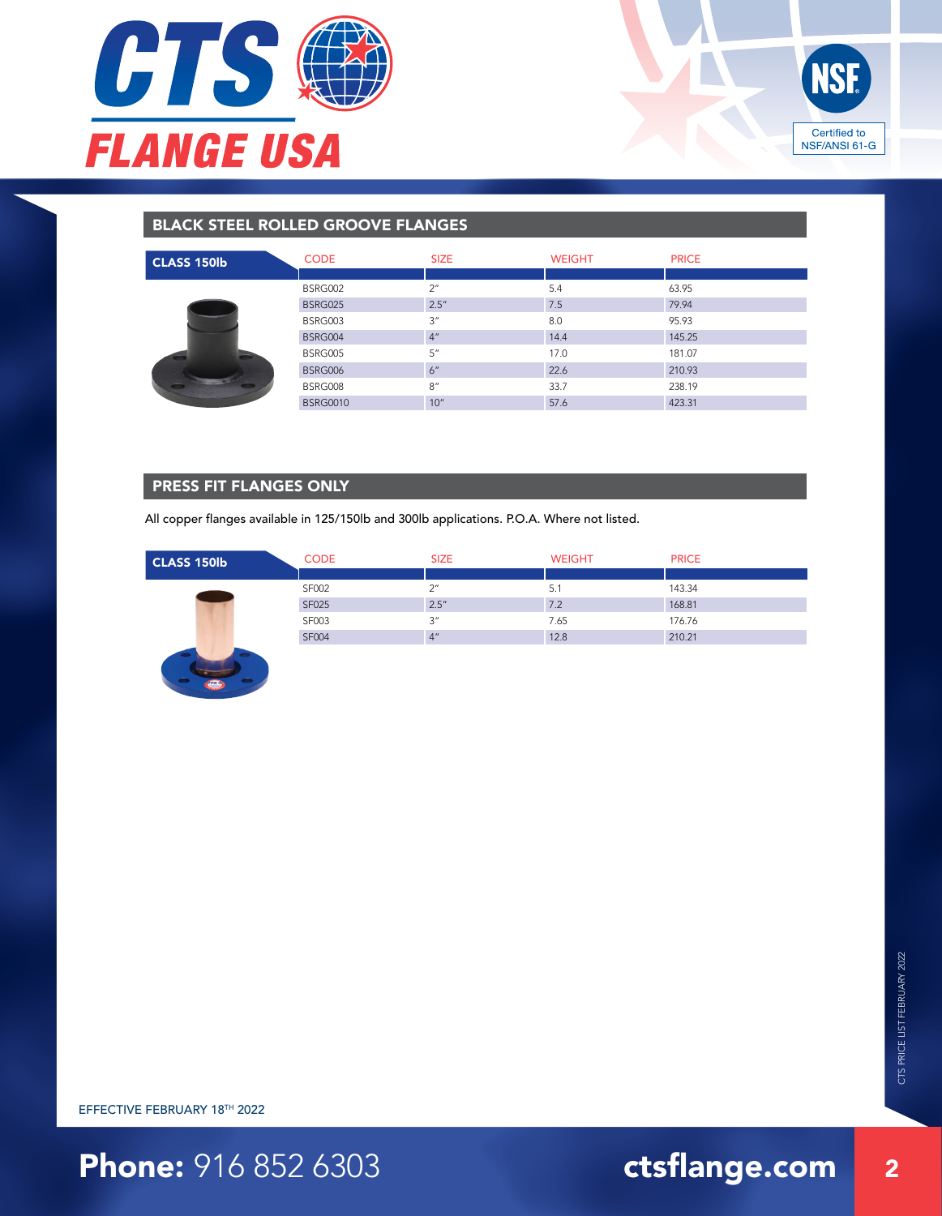# CTS FLANGE USA

Certified to NSF/ANSI 61-G

## BLACK STEEL ROLLED GROOVE FLANGES

**CLASS 150lb**

| CODE | SIZE | WEIGHT | PRICE |
|---|---|---|---|
| BSRG002 | 2" | 5.4 | 63.95 |
| BSRG025 | 2.5" | 7.5 | 79.94 |
| BSRG003 | 3" | 8.0 | 95.93 |
| BSRG004 | 4" | 14.4 | 145.25 |
| BSRG005 | 5" | 17.0 | 181.07 |
| BSRG006 | 6" | 22.6 | 210.93 |
| BSRG008 | 8" | 33.7 | 238.19 |
| BSRG0010 | 10" | 57.6 | 423.31 |

## PRESS FIT FLANGES ONLY

All copper flanges available in 125/150lb and 300lb applications. P.O.A. Where not listed.

**CLASS 150lb**

| CODE | SIZE | WEIGHT | PRICE |
|---|---|---|---|
| SF002 | 2" | 5.1 | 143.34 |
| SF025 | 2.5" | 7.2 | 168.81 |
| SF003 | 3" | 7.65 | 176.76 |
| SF004 | 4" | 12.8 | 210.21 |

EFFECTIVE FEBRUARY 18TH 2022

CTS PRICE LIST FEBRUARY 2022

**Phone:** 916 852 6303

**ctsflange.com**